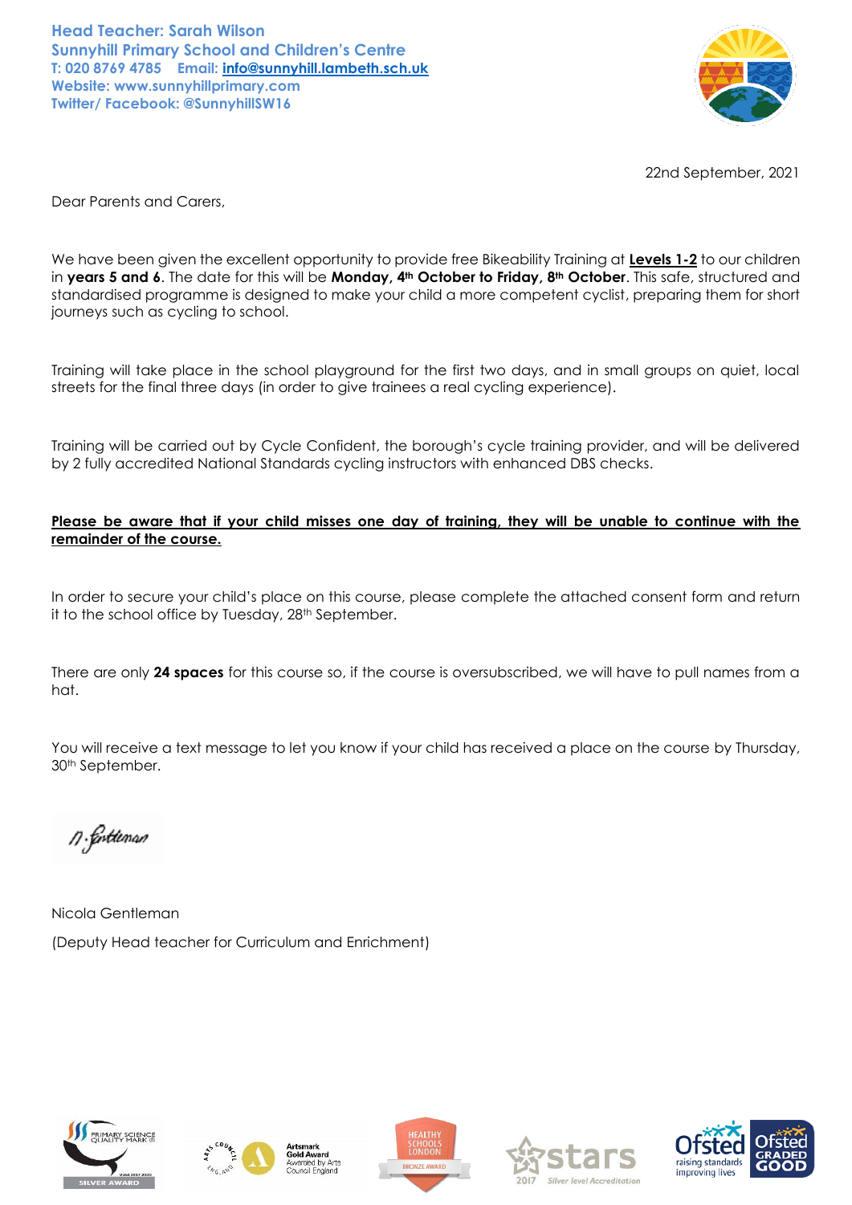**Head Teacher: Sarah Wilson**
**Sunnyhill Primary School and Children's Centre**
**T: 020 8769 4785 Email: info@sunnyhill.lambeth.sch.uk**
**Website: www.sunnyhillprimary.com**
**Twitter/ Facebook: @SunnyhillSW16**

22nd September, 2021

Dear Parents and Carers,

We have been given the excellent opportunity to provide free Bikeability Training at **Levels 1-2** to our children in **years 5 and 6**. The date for this will be **Monday, 4th October to Friday, 8th October**. This safe, structured and standardised programme is designed to make your child a more competent cyclist, preparing them for short journeys such as cycling to school.

Training will take place in the school playground for the first two days, and in small groups on quiet, local streets for the final three days (in order to give trainees a real cycling experience).

Training will be carried out by Cycle Confident, the borough's cycle training provider, and will be delivered by 2 fully accredited National Standards cycling instructors with enhanced DBS checks.

**Please be aware that if your child misses one day of training, they will be unable to continue with the remainder of the course.**

In order to secure your child's place on this course, please complete the attached consent form and return it to the school office by Tuesday, 28th September.

There are only **24 spaces** for this course so, if the course is oversubscribed, we will have to pull names from a hat.

You will receive a text message to let you know if your child has received a place on the course by Thursday, 30th September.

N. Gentleman

Nicola Gentleman

(Deputy Head teacher for Curriculum and Enrichment)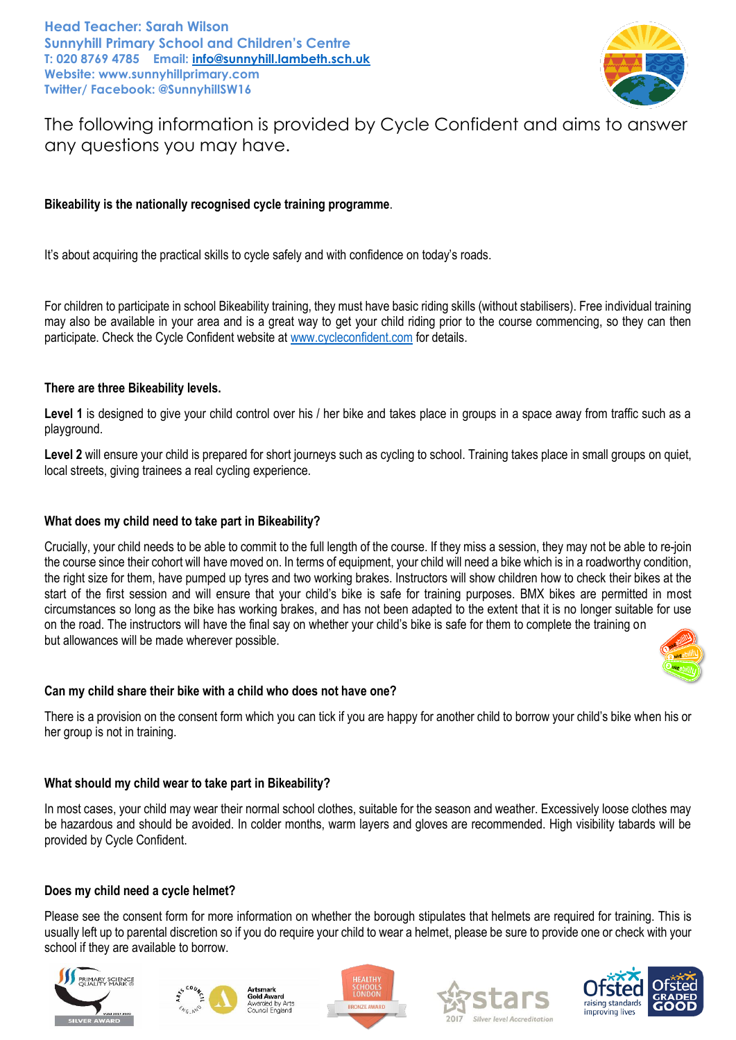**Head Teacher: Sarah Wilson**
**Sunnyhill Primary School and Children's Centre**
**T: 020 8769 4785 Email: info@sunnyhill.lambeth.sch.uk**
**Website: www.sunnyhillprimary.com**
**Twitter/ Facebook: @SunnyhillSW16**

The following information is provided by Cycle Confident and aims to answer any questions you may have.

**Bikeability is the nationally recognised cycle training programme**.

It's about acquiring the practical skills to cycle safely and with confidence on today's roads.

For children to participate in school Bikeability training, they must have basic riding skills (without stabilisers). Free individual training may also be available in your area and is a great way to get your child riding prior to the course commencing, so they can then participate. Check the Cycle Confident website at www.cycleconfident.com for details.

**There are three Bikeability levels.**

**Level 1** is designed to give your child control over his / her bike and takes place in groups in a space away from traffic such as a playground.

**Level 2** will ensure your child is prepared for short journeys such as cycling to school. Training takes place in small groups on quiet, local streets, giving trainees a real cycling experience.

**What does my child need to take part in Bikeability?**

Crucially, your child needs to be able to commit to the full length of the course. If they miss a session, they may not be able to re-join the course since their cohort will have moved on. In terms of equipment, your child will need a bike which is in a roadworthy condition, the right size for them, have pumped up tyres and two working brakes. Instructors will show children how to check their bikes at the start of the first session and will ensure that your child's bike is safe for training purposes. BMX bikes are permitted in most circumstances so long as the bike has working brakes, and has not been adapted to the extent that it is no longer suitable for use on the road. The instructors will have the final say on whether your child's bike is safe for them to complete the training on but allowances will be made wherever possible.

**Can my child share their bike with a child who does not have one?**

There is a provision on the consent form which you can tick if you are happy for another child to borrow your child's bike when his or her group is not in training.

**What should my child wear to take part in Bikeability?**

In most cases, your child may wear their normal school clothes, suitable for the season and weather. Excessively loose clothes may be hazardous and should be avoided. In colder months, warm layers and gloves are recommended. High visibility tabards will be provided by Cycle Confident.

**Does my child need a cycle helmet?**

Please see the consent form for more information on whether the borough stipulates that helmets are required for training. This is usually left up to parental discretion so if you do require your child to wear a helmet, please be sure to provide one or check with your school if they are available to borrow.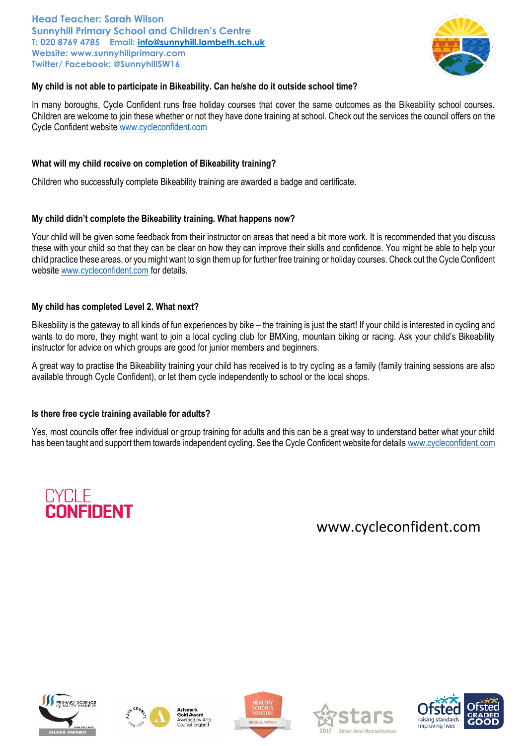Head Teacher: Sarah Wilson
Sunnyhill Primary School and Children's Centre
T: 020 8769 4785 Email: info@sunnyhill.lambeth.sch.uk
Website: www.sunnyhillprimary.com
Twitter/ Facebook: @SunnyhillSW16

### My child is not able to participate in Bikeability. Can he/she do it outside school time?

In many boroughs, Cycle Confident runs free holiday courses that cover the same outcomes as the Bikeability school courses. Children are welcome to join these whether or not they have done training at school. Check out the services the council offers on the Cycle Confident website www.cycleconfident.com

### What will my child receive on completion of Bikeability training?

Children who successfully complete Bikeability training are awarded a badge and certificate.

### My child didn't complete the Bikeability training. What happens now?

Your child will be given some feedback from their instructor on areas that need a bit more work. It is recommended that you discuss these with your child so that they can be clear on how they can improve their skills and confidence. You might be able to help your child practice these areas, or you might want to sign them up for further free training or holiday courses. Check out the Cycle Confident website www.cycleconfident.com for details.

### My child has completed Level 2. What next?

Bikeability is the gateway to all kinds of fun experiences by bike – the training is just the start! If your child is interested in cycling and wants to do more, they might want to join a local cycling club for BMXing, mountain biking or racing. Ask your child's Bikeability instructor for advice on which groups are good for junior members and beginners.

A great way to practise the Bikeability training your child has received is to try cycling as a family (family training sessions are also available through Cycle Confident), or let them cycle independently to school or the local shops.

### Is there free cycle training available for adults?

Yes, most councils offer free individual or group training for adults and this can be a great way to understand better what your child has been taught and support them towards independent cycling. See the Cycle Confident website for details www.cycleconfident.com

CYCLE
CONFIDENT

www.cycleconfident.com